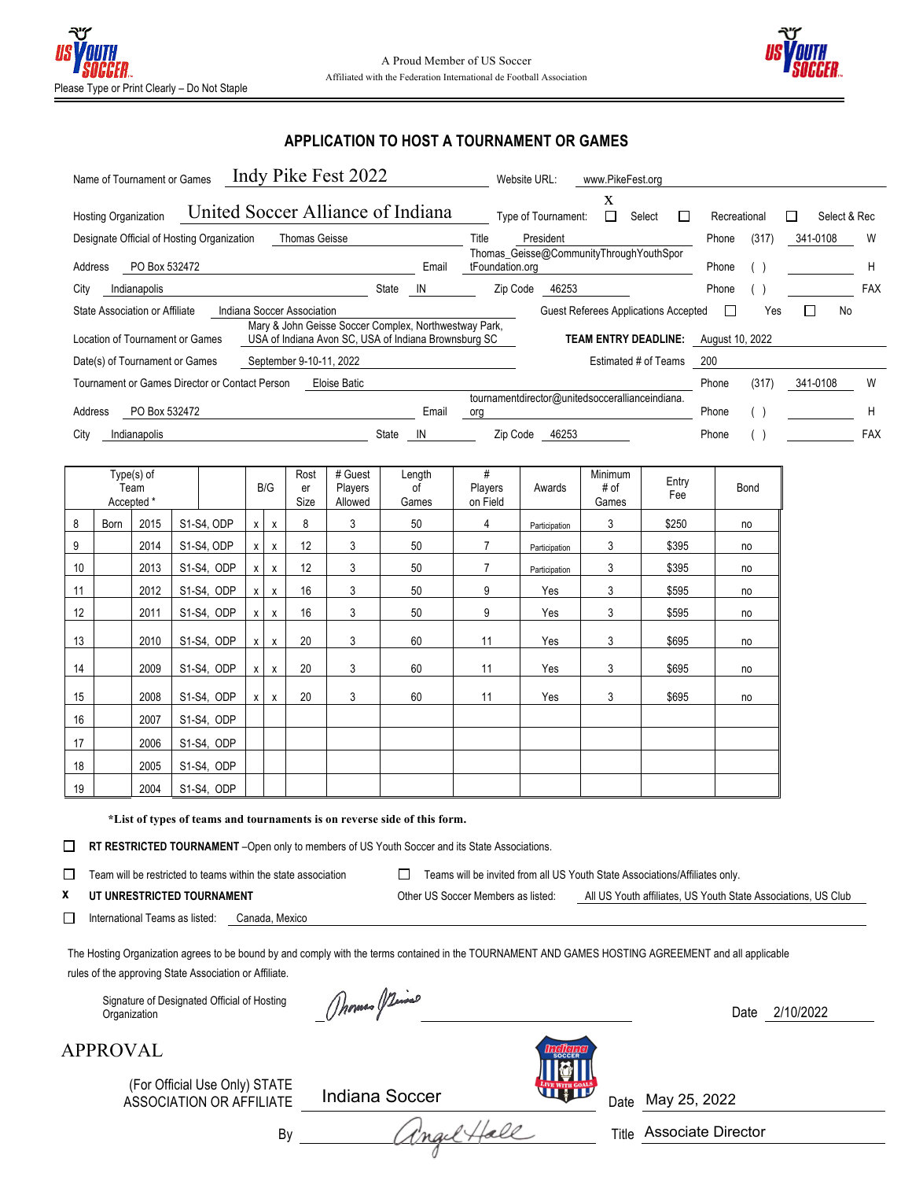A Proud Member of US Soccer
Affiliated with the Federation International de Football Association

Please Type or Print Clearly – Do Not Staple

## APPLICATION TO HOST A TOURNAMENT OR GAMES

Name of Tournament or Games: Indy Pike Fest 2022
Website URL: www.PikeFest.org

Hosting Organization: United Soccer Alliance of Indiana
Type of Tournament: X Select ☐ Recreational ☐ Select & Rec

Designate Official of Hosting Organization: Thomas Geisse
Title: President
Phone: (317) 341-0108 W

Address: PO Box 532472
Email: Thomas_Geisse@CommunityThroughYouthSportFoundation.org
Phone: ( ) H

City: Indianapolis State: IN Zip Code: 46253
Phone: ( ) FAX

State Association or Affiliate: Indiana Soccer Association
Guest Referees Applications Accepted ☐ Yes ☐ No

Location of Tournament or Games: Mary & John Geisse Soccer Complex, Northwestway Park, USA of Indiana Avon SC, USA of Indiana Brownsburg SC
**TEAM ENTRY DEADLINE:** August 10, 2022

Date(s) of Tournament or Games: September 9-10-11, 2022
Estimated # of Teams: 200

Tournament or Games Director or Contact Person: Eloise Batic
Phone: (317) 341-0108 W

Address: PO Box 532472
Email: tournamentdirector@unitedsoccerallianceindiana.org
Phone: ( ) H

City: Indianapolis State: IN Zip Code: 46253
Phone: ( ) FAX

| Type(s) of Team Accepted * | | | | B | G | Roster Size | # Guest Players Allowed | Length of Games | # Players on Field | Awards | Minimum # of Games | Entry Fee | Bond |
|---|---|---|---|---|---|---|---|---|---|---|---|---|---|
| 8 | Born | 2015 | S1-S4, ODP | x | x | 8 | 3 | 50 | 4 | Participation | 3 | $250 | no |
| 9 | | 2014 | S1-S4, ODP | x | x | 12 | 3 | 50 | 7 | Participation | 3 | $395 | no |
| 10 | | 2013 | S1-S4, ODP | x | x | 12 | 3 | 50 | 7 | Participation | 3 | $395 | no |
| 11 | | 2012 | S1-S4, ODP | x | x | 16 | 3 | 50 | 9 | Yes | 3 | $595 | no |
| 12 | | 2011 | S1-S4, ODP | x | x | 16 | 3 | 50 | 9 | Yes | 3 | $595 | no |
| 13 | | 2010 | S1-S4, ODP | x | x | 20 | 3 | 60 | 11 | Yes | 3 | $695 | no |
| 14 | | 2009 | S1-S4, ODP | x | x | 20 | 3 | 60 | 11 | Yes | 3 | $695 | no |
| 15 | | 2008 | S1-S4, ODP | x | x | 20 | 3 | 60 | 11 | Yes | 3 | $695 | no |
| 16 | | 2007 | S1-S4, ODP | | | | | | | | | | |
| 17 | | 2006 | S1-S4, ODP | | | | | | | | | | |
| 18 | | 2005 | S1-S4, ODP | | | | | | | | | | |
| 19 | | 2004 | S1-S4, ODP | | | | | | | | | | |

***List of types of teams and tournaments is on reverse side of this form.**

☐ **RT RESTRICTED TOURNAMENT** –Open only to members of US Youth Soccer and its State Associations.

☐ Team will be restricted to teams within the state association ☐ Teams will be invited from all US Youth State Associations/Affiliates only.

X **UT UNRESTRICTED TOURNAMENT** Other US Soccer Members as listed: All US Youth affiliates, US Youth State Associations, US Club

☐ International Teams as listed: Canada, Mexico

The Hosting Organization agrees to be bound by and comply with the terms contained in the TOURNAMENT AND GAMES HOSTING AGREEMENT and all applicable rules of the approving State Association or Affiliate.

Signature of Designated Official of Hosting Organization: Thomas Geisse Date: 2/10/2022

APPROVAL

(For Official Use Only) STATE ASSOCIATION OR AFFILIATE: Indiana Soccer Date: May 25, 2022

By: Angel Hall Title: Associate Director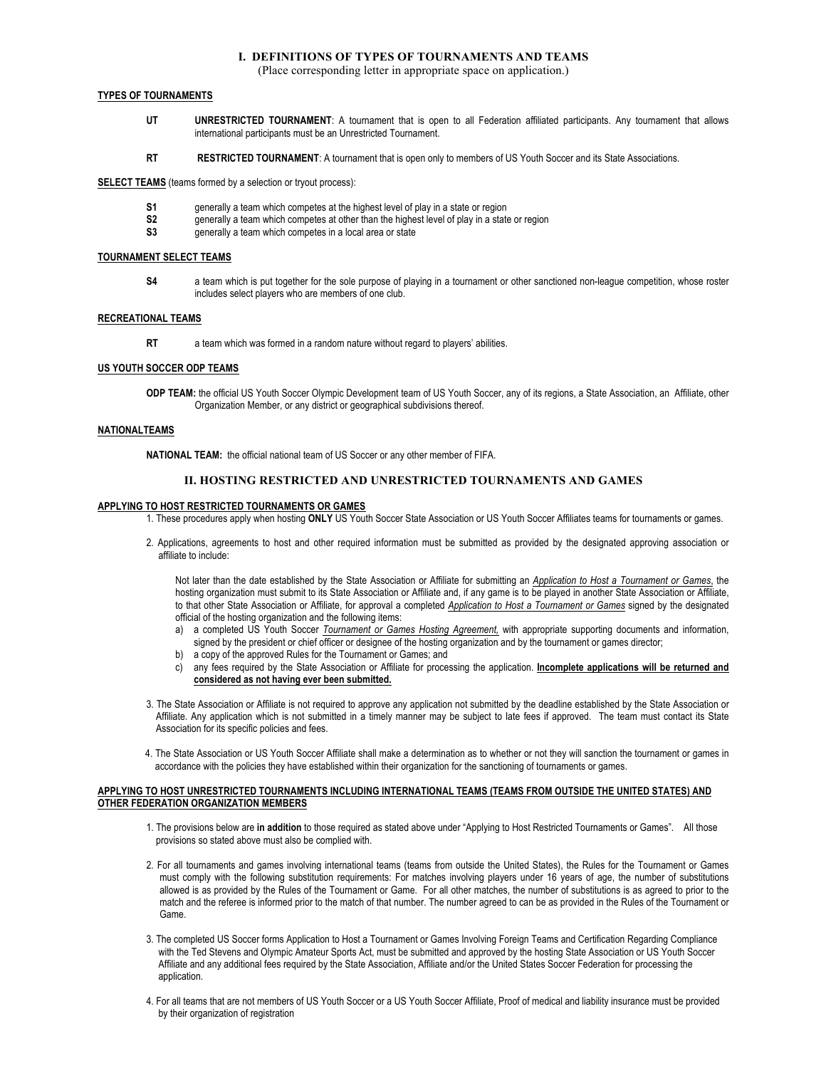## I. DEFINITIONS OF TYPES OF TOURNAMENTS AND TEAMS

(Place corresponding letter in appropriate space on application.)

**TYPES OF TOURNAMENTS**

**UT** **UNRESTRICTED TOURNAMENT**: A tournament that is open to all Federation affiliated participants. Any tournament that allows international participants must be an Unrestricted Tournament.

**RT** **RESTRICTED TOURNAMENT**: A tournament that is open only to members of US Youth Soccer and its State Associations.

**SELECT TEAMS** (teams formed by a selection or tryout process):

**S1** generally a team which competes at the highest level of play in a state or region
**S2** generally a team which competes at other than the highest level of play in a state or region
**S3** generally a team which competes in a local area or state

**TOURNAMENT SELECT TEAMS**

**S4** a team which is put together for the sole purpose of playing in a tournament or other sanctioned non-league competition, whose roster includes select players who are members of one club.

**RECREATIONAL TEAMS**

**RT** a team which was formed in a random nature without regard to players' abilities.

**US YOUTH SOCCER ODP TEAMS**

**ODP TEAM:** the official US Youth Soccer Olympic Development team of US Youth Soccer, any of its regions, a State Association, an Affiliate, other Organization Member, or any district or geographical subdivisions thereof.

**NATIONALTEAMS**

**NATIONAL TEAM:** the official national team of US Soccer or any other member of FIFA.

## II. HOSTING RESTRICTED AND UNRESTRICTED TOURNAMENTS AND GAMES

**APPLYING TO HOST RESTRICTED TOURNAMENTS OR GAMES**

1. These procedures apply when hosting **ONLY** US Youth Soccer State Association or US Youth Soccer Affiliates teams for tournaments or games.

2. Applications, agreements to host and other required information must be submitted as provided by the designated approving association or affiliate to include:

   Not later than the date established by the State Association or Affiliate for submitting an *Application to Host a Tournament or Games*, the hosting organization must submit to its State Association or Affiliate and, if any game is to be played in another State Association or Affiliate, to that other State Association or Affiliate, for approval a completed *Application to Host a Tournament or Games* signed by the designated official of the hosting organization and the following items:

   a) a completed US Youth Soccer *Tournament or Games Hosting Agreement,* with appropriate supporting documents and information, signed by the president or chief officer or designee of the hosting organization and by the tournament or games director;
   b) a copy of the approved Rules for the Tournament or Games; and
   c) any fees required by the State Association or Affiliate for processing the application. **Incomplete applications will be returned and considered as not having ever been submitted.**

3. The State Association or Affiliate is not required to approve any application not submitted by the deadline established by the State Association or Affiliate. Any application which is not submitted in a timely manner may be subject to late fees if approved. The team must contact its State Association for its specific policies and fees.

4. The State Association or US Youth Soccer Affiliate shall make a determination as to whether or not they will sanction the tournament or games in accordance with the policies they have established within their organization for the sanctioning of tournaments or games.

**APPLYING TO HOST UNRESTRICTED TOURNAMENTS INCLUDING INTERNATIONAL TEAMS (TEAMS FROM OUTSIDE THE UNITED STATES) AND OTHER FEDERATION ORGANIZATION MEMBERS**

1. The provisions below are **in addition** to those required as stated above under "Applying to Host Restricted Tournaments or Games". All those provisions so stated above must also be complied with.

2. For all tournaments and games involving international teams (teams from outside the United States), the Rules for the Tournament or Games must comply with the following substitution requirements: For matches involving players under 16 years of age, the number of substitutions allowed is as provided by the Rules of the Tournament or Game. For all other matches, the number of substitutions is as agreed to prior to the match and the referee is informed prior to the match of that number. The number agreed to can be as provided in the Rules of the Tournament or Game.

3. The completed US Soccer forms Application to Host a Tournament or Games Involving Foreign Teams and Certification Regarding Compliance with the Ted Stevens and Olympic Amateur Sports Act, must be submitted and approved by the hosting State Association or US Youth Soccer Affiliate and any additional fees required by the State Association, Affiliate and/or the United States Soccer Federation for processing the application.

4. For all teams that are not members of US Youth Soccer or a US Youth Soccer Affiliate, Proof of medical and liability insurance must be provided by their organization of registration